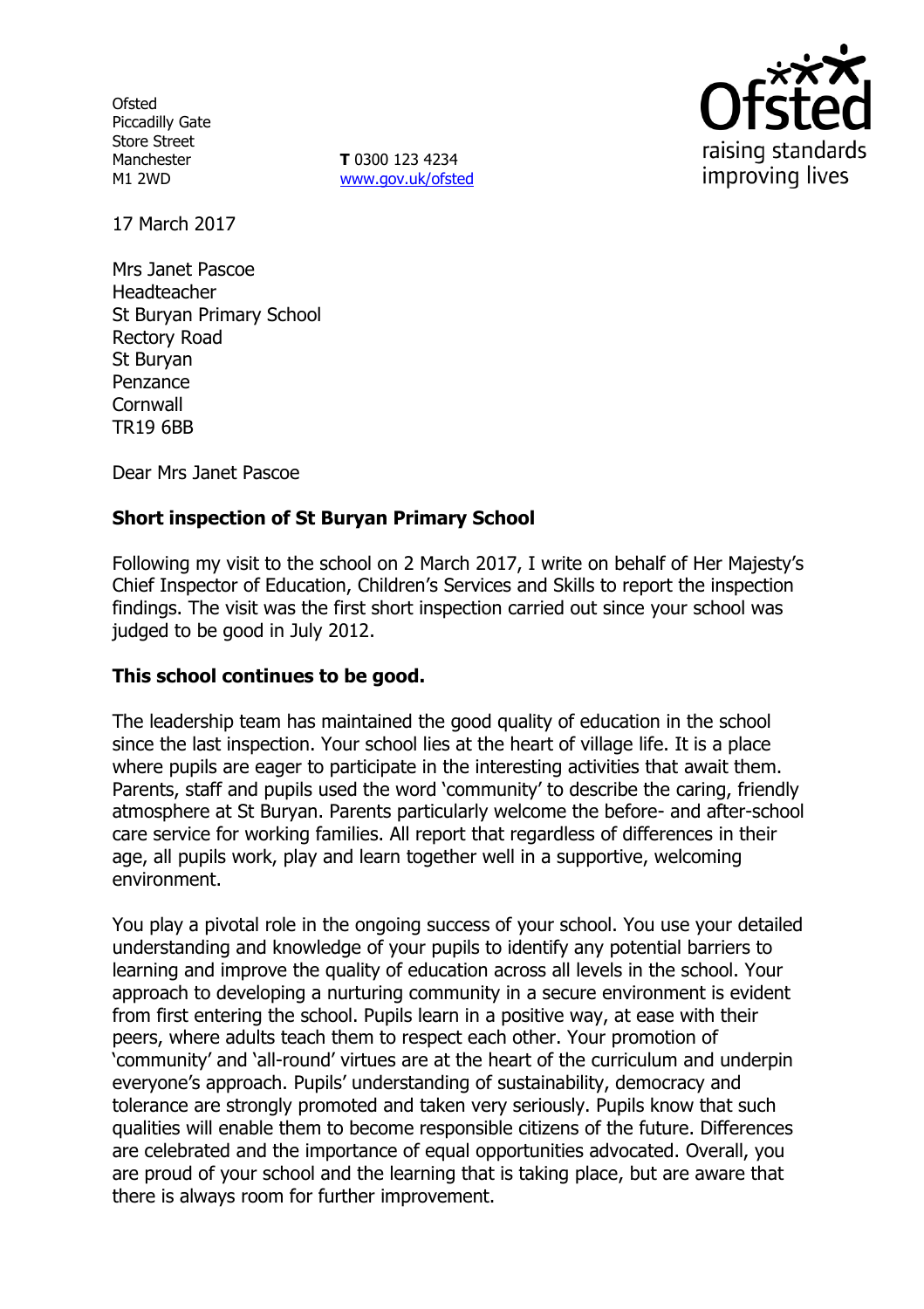Ofsted
Piccadilly Gate
Store Street
Manchester
M1 2WD

**T** 0300 123 4234
www.gov.uk/ofsted

17 March 2017

Mrs Janet Pascoe
Headteacher
St Buryan Primary School
Rectory Road
St Buryan
Penzance
Cornwall
TR19 6BB

Dear Mrs Janet Pascoe

**Short inspection of St Buryan Primary School**

Following my visit to the school on 2 March 2017, I write on behalf of Her Majesty's Chief Inspector of Education, Children's Services and Skills to report the inspection findings. The visit was the first short inspection carried out since your school was judged to be good in July 2012.

**This school continues to be good.**

The leadership team has maintained the good quality of education in the school since the last inspection. Your school lies at the heart of village life. It is a place where pupils are eager to participate in the interesting activities that await them. Parents, staff and pupils used the word 'community' to describe the caring, friendly atmosphere at St Buryan. Parents particularly welcome the before- and after-school care service for working families. All report that regardless of differences in their age, all pupils work, play and learn together well in a supportive, welcoming environment.

You play a pivotal role in the ongoing success of your school. You use your detailed understanding and knowledge of your pupils to identify any potential barriers to learning and improve the quality of education across all levels in the school. Your approach to developing a nurturing community in a secure environment is evident from first entering the school. Pupils learn in a positive way, at ease with their peers, where adults teach them to respect each other. Your promotion of 'community' and 'all-round' virtues are at the heart of the curriculum and underpin everyone's approach. Pupils' understanding of sustainability, democracy and tolerance are strongly promoted and taken very seriously. Pupils know that such qualities will enable them to become responsible citizens of the future. Differences are celebrated and the importance of equal opportunities advocated. Overall, you are proud of your school and the learning that is taking place, but are aware that there is always room for further improvement.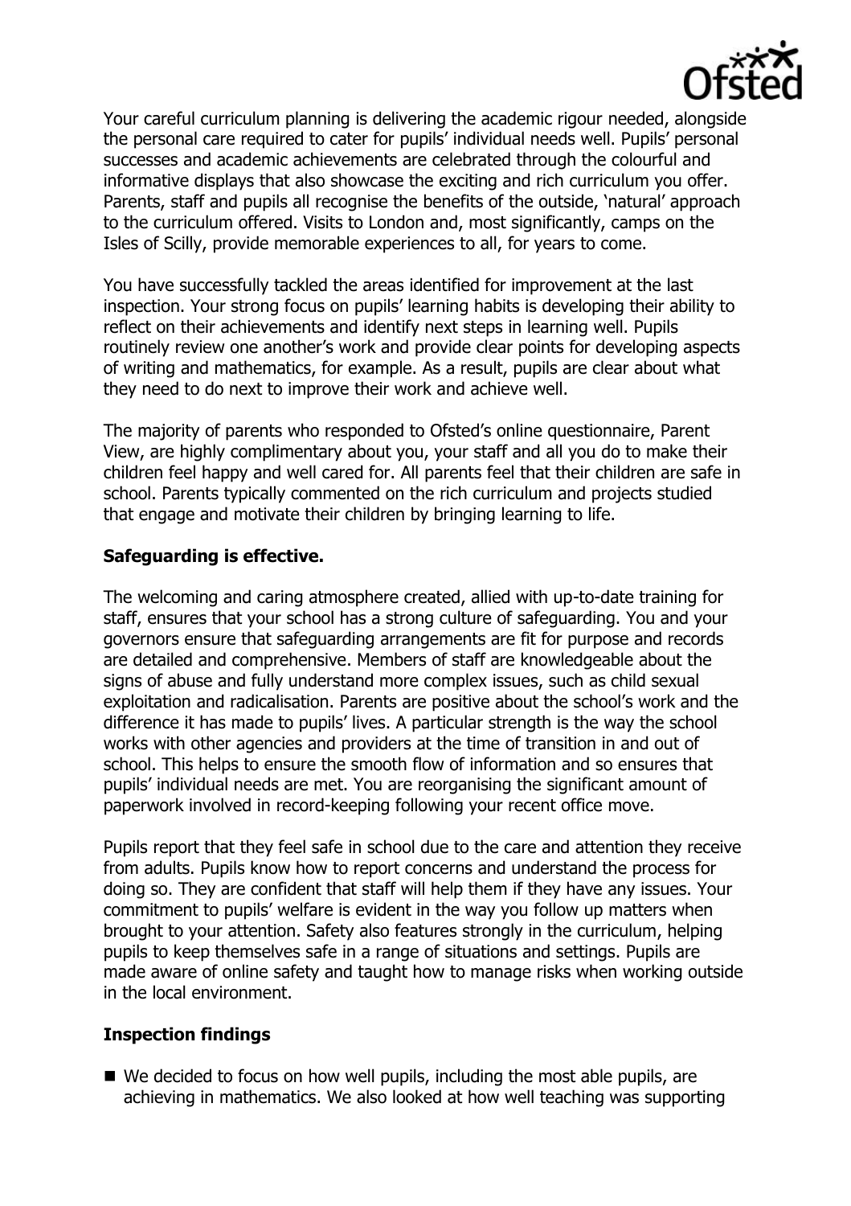Your careful curriculum planning is delivering the academic rigour needed, alongside the personal care required to cater for pupils' individual needs well. Pupils' personal successes and academic achievements are celebrated through the colourful and informative displays that also showcase the exciting and rich curriculum you offer. Parents, staff and pupils all recognise the benefits of the outside, 'natural' approach to the curriculum offered. Visits to London and, most significantly, camps on the Isles of Scilly, provide memorable experiences to all, for years to come.

You have successfully tackled the areas identified for improvement at the last inspection. Your strong focus on pupils' learning habits is developing their ability to reflect on their achievements and identify next steps in learning well. Pupils routinely review one another's work and provide clear points for developing aspects of writing and mathematics, for example. As a result, pupils are clear about what they need to do next to improve their work and achieve well.

The majority of parents who responded to Ofsted's online questionnaire, Parent View, are highly complimentary about you, your staff and all you do to make their children feel happy and well cared for. All parents feel that their children are safe in school. Parents typically commented on the rich curriculum and projects studied that engage and motivate their children by bringing learning to life.

## Safeguarding is effective.

The welcoming and caring atmosphere created, allied with up-to-date training for staff, ensures that your school has a strong culture of safeguarding. You and your governors ensure that safeguarding arrangements are fit for purpose and records are detailed and comprehensive. Members of staff are knowledgeable about the signs of abuse and fully understand more complex issues, such as child sexual exploitation and radicalisation. Parents are positive about the school's work and the difference it has made to pupils' lives. A particular strength is the way the school works with other agencies and providers at the time of transition in and out of school. This helps to ensure the smooth flow of information and so ensures that pupils' individual needs are met. You are reorganising the significant amount of paperwork involved in record-keeping following your recent office move.

Pupils report that they feel safe in school due to the care and attention they receive from adults. Pupils know how to report concerns and understand the process for doing so. They are confident that staff will help them if they have any issues. Your commitment to pupils' welfare is evident in the way you follow up matters when brought to your attention. Safety also features strongly in the curriculum, helping pupils to keep themselves safe in a range of situations and settings. Pupils are made aware of online safety and taught how to manage risks when working outside in the local environment.

## Inspection findings

- We decided to focus on how well pupils, including the most able pupils, are achieving in mathematics. We also looked at how well teaching was supporting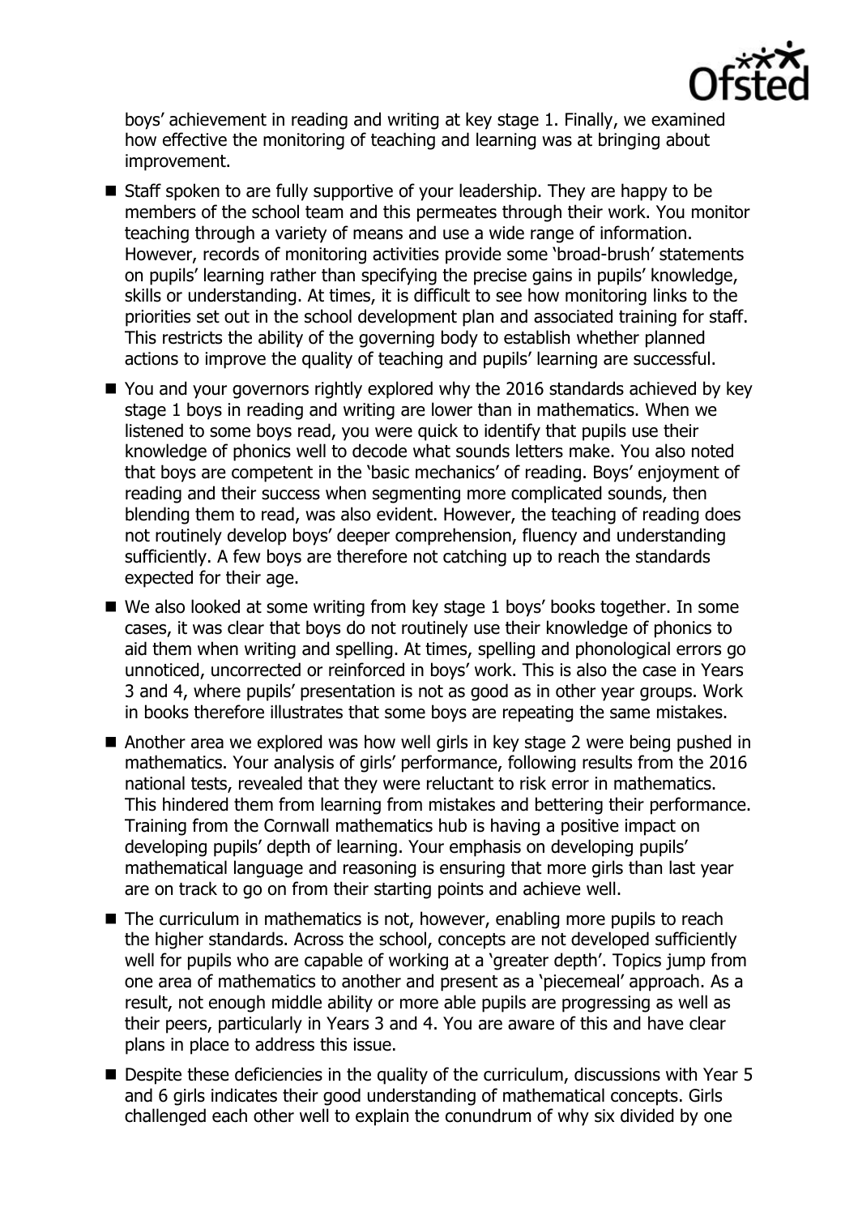boys' achievement in reading and writing at key stage 1. Finally, we examined how effective the monitoring of teaching and learning was at bringing about improvement.

- Staff spoken to are fully supportive of your leadership. They are happy to be members of the school team and this permeates through their work. You monitor teaching through a variety of means and use a wide range of information. However, records of monitoring activities provide some 'broad-brush' statements on pupils' learning rather than specifying the precise gains in pupils' knowledge, skills or understanding. At times, it is difficult to see how monitoring links to the priorities set out in the school development plan and associated training for staff. This restricts the ability of the governing body to establish whether planned actions to improve the quality of teaching and pupils' learning are successful.
- You and your governors rightly explored why the 2016 standards achieved by key stage 1 boys in reading and writing are lower than in mathematics. When we listened to some boys read, you were quick to identify that pupils use their knowledge of phonics well to decode what sounds letters make. You also noted that boys are competent in the 'basic mechanics' of reading. Boys' enjoyment of reading and their success when segmenting more complicated sounds, then blending them to read, was also evident. However, the teaching of reading does not routinely develop boys' deeper comprehension, fluency and understanding sufficiently. A few boys are therefore not catching up to reach the standards expected for their age.
- We also looked at some writing from key stage 1 boys' books together. In some cases, it was clear that boys do not routinely use their knowledge of phonics to aid them when writing and spelling. At times, spelling and phonological errors go unnoticed, uncorrected or reinforced in boys' work. This is also the case in Years 3 and 4, where pupils' presentation is not as good as in other year groups. Work in books therefore illustrates that some boys are repeating the same mistakes.
- Another area we explored was how well girls in key stage 2 were being pushed in mathematics. Your analysis of girls' performance, following results from the 2016 national tests, revealed that they were reluctant to risk error in mathematics. This hindered them from learning from mistakes and bettering their performance. Training from the Cornwall mathematics hub is having a positive impact on developing pupils' depth of learning. Your emphasis on developing pupils' mathematical language and reasoning is ensuring that more girls than last year are on track to go on from their starting points and achieve well.
- The curriculum in mathematics is not, however, enabling more pupils to reach the higher standards. Across the school, concepts are not developed sufficiently well for pupils who are capable of working at a 'greater depth'. Topics jump from one area of mathematics to another and present as a 'piecemeal' approach. As a result, not enough middle ability or more able pupils are progressing as well as their peers, particularly in Years 3 and 4. You are aware of this and have clear plans in place to address this issue.
- Despite these deficiencies in the quality of the curriculum, discussions with Year 5 and 6 girls indicates their good understanding of mathematical concepts. Girls challenged each other well to explain the conundrum of why six divided by one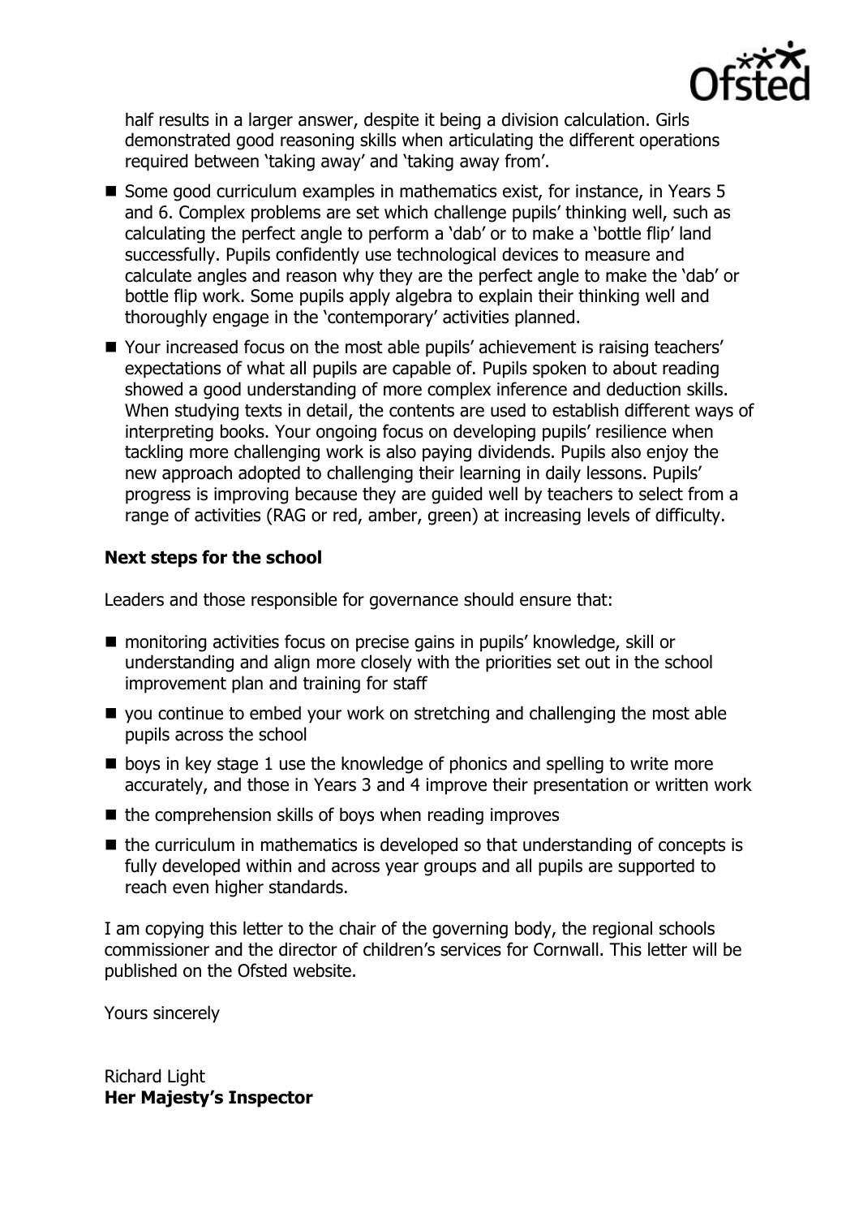half results in a larger answer, despite it being a division calculation. Girls demonstrated good reasoning skills when articulating the different operations required between 'taking away' and 'taking away from'.

- Some good curriculum examples in mathematics exist, for instance, in Years 5 and 6. Complex problems are set which challenge pupils' thinking well, such as calculating the perfect angle to perform a 'dab' or to make a 'bottle flip' land successfully. Pupils confidently use technological devices to measure and calculate angles and reason why they are the perfect angle to make the 'dab' or bottle flip work. Some pupils apply algebra to explain their thinking well and thoroughly engage in the 'contemporary' activities planned.
- Your increased focus on the most able pupils' achievement is raising teachers' expectations of what all pupils are capable of. Pupils spoken to about reading showed a good understanding of more complex inference and deduction skills. When studying texts in detail, the contents are used to establish different ways of interpreting books. Your ongoing focus on developing pupils' resilience when tackling more challenging work is also paying dividends. Pupils also enjoy the new approach adopted to challenging their learning in daily lessons. Pupils' progress is improving because they are guided well by teachers to select from a range of activities (RAG or red, amber, green) at increasing levels of difficulty.

**Next steps for the school**

Leaders and those responsible for governance should ensure that:

- monitoring activities focus on precise gains in pupils' knowledge, skill or understanding and align more closely with the priorities set out in the school improvement plan and training for staff
- you continue to embed your work on stretching and challenging the most able pupils across the school
- boys in key stage 1 use the knowledge of phonics and spelling to write more accurately, and those in Years 3 and 4 improve their presentation or written work
- the comprehension skills of boys when reading improves
- the curriculum in mathematics is developed so that understanding of concepts is fully developed within and across year groups and all pupils are supported to reach even higher standards.

I am copying this letter to the chair of the governing body, the regional schools commissioner and the director of children's services for Cornwall. This letter will be published on the Ofsted website.

Yours sincerely

Richard Light
**Her Majesty's Inspector**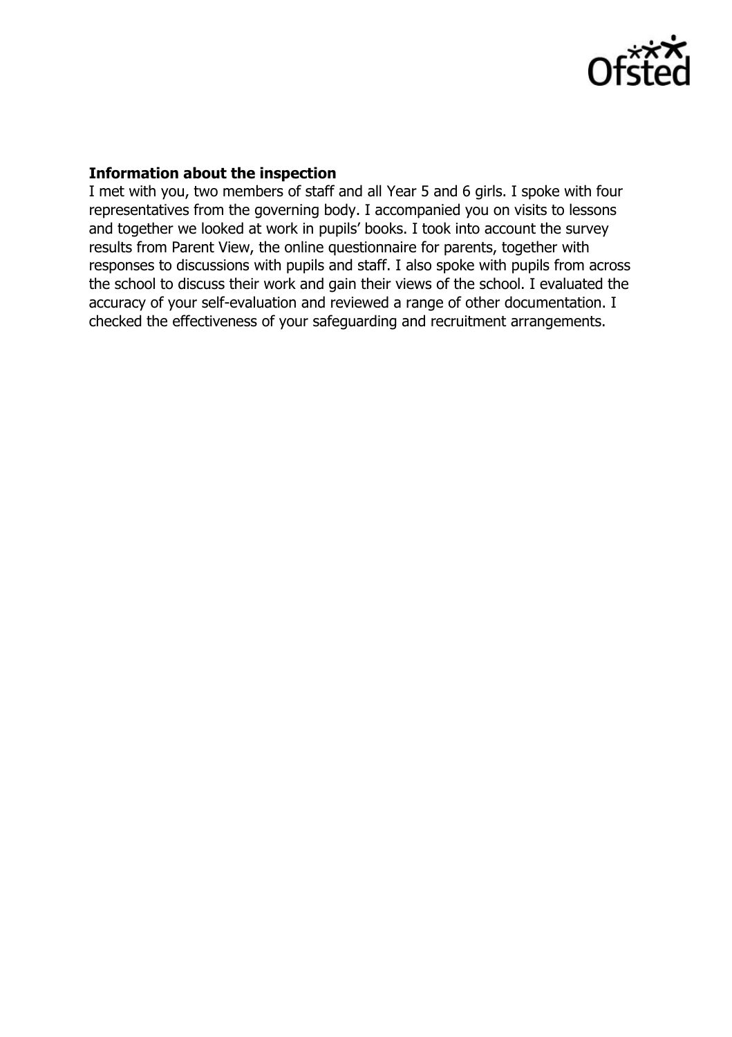**Information about the inspection**

I met with you, two members of staff and all Year 5 and 6 girls. I spoke with four representatives from the governing body. I accompanied you on visits to lessons and together we looked at work in pupils' books. I took into account the survey results from Parent View, the online questionnaire for parents, together with responses to discussions with pupils and staff. I also spoke with pupils from across the school to discuss their work and gain their views of the school. I evaluated the accuracy of your self-evaluation and reviewed a range of other documentation. I checked the effectiveness of your safeguarding and recruitment arrangements.